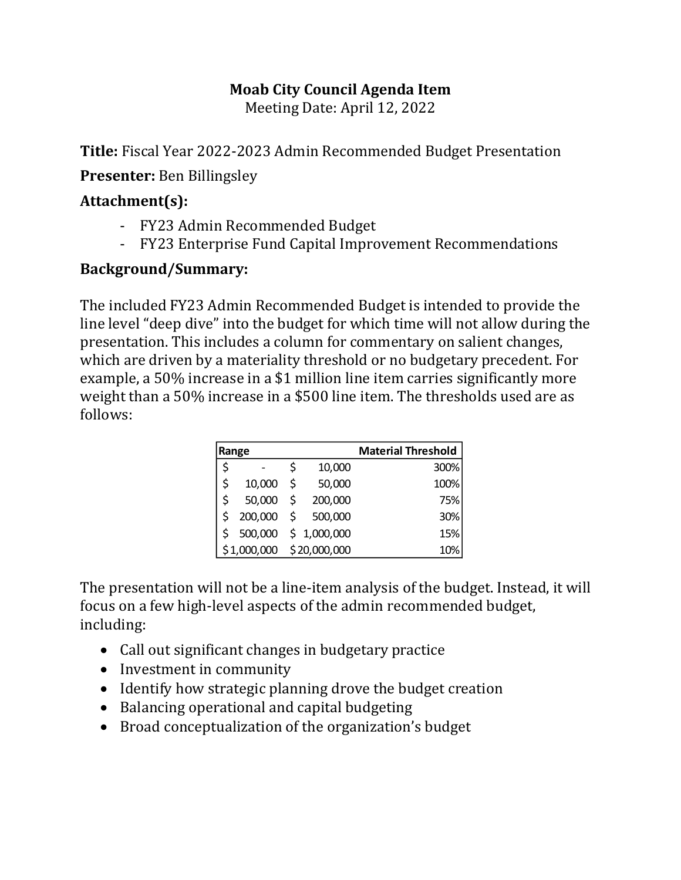**Moab City Council Agenda Item**

Meeting Date: April 12, 2022

**Title:** Fiscal Year 2022-2023 Admin Recommended Budget Presentation

**Presenter:** Ben Billingsley

**Attachment(s):**

- FY23 Admin Recommended Budget
- FY23 Enterprise Fund Capital Improvement Recommendations

**Background/Summary:**

The included FY23 Admin Recommended Budget is intended to provide the line level "deep dive" into the budget for which time will not allow during the presentation. This includes a column for commentary on salient changes, which are driven by a materiality threshold or no budgetary precedent. For example, a 50% increase in a $1 million line item carries significantly more weight than a 50% increase in a $500 line item. The thresholds used are as follows:

| Range | | Material Threshold |
|---|---|---|
| $ - | $ 10,000 | 300% |
| $ 10,000 | $ 50,000 | 100% |
| $ 50,000 | $ 200,000 | 75% |
| $ 200,000 | $ 500,000 | 30% |
| $ 500,000 | $ 1,000,000 | 15% |
| $ 1,000,000 | $ 20,000,000 | 10% |

The presentation will not be a line-item analysis of the budget. Instead, it will focus on a few high-level aspects of the admin recommended budget, including:

- Call out significant changes in budgetary practice
- Investment in community
- Identify how strategic planning drove the budget creation
- Balancing operational and capital budgeting
- Broad conceptualization of the organization's budget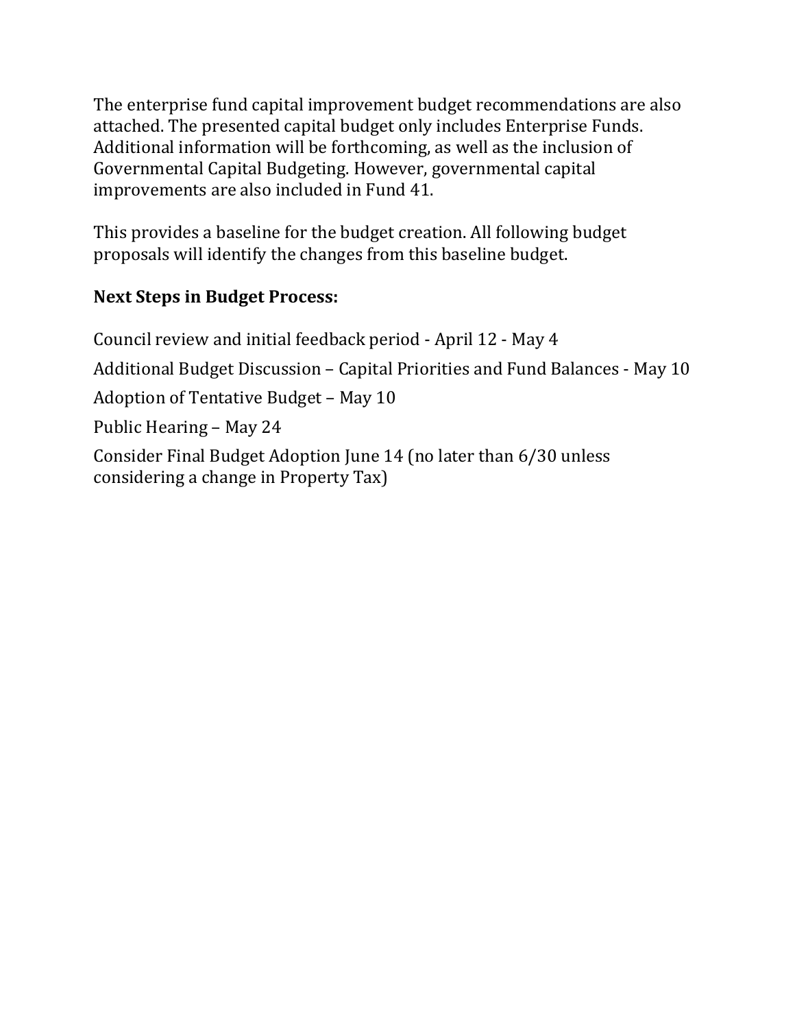The enterprise fund capital improvement budget recommendations are also attached. The presented capital budget only includes Enterprise Funds. Additional information will be forthcoming, as well as the inclusion of Governmental Capital Budgeting. However, governmental capital improvements are also included in Fund 41.

This provides a baseline for the budget creation. All following budget proposals will identify the changes from this baseline budget.

**Next Steps in Budget Process:**

Council review and initial feedback period - April 12 - May 4

Additional Budget Discussion – Capital Priorities and Fund Balances - May 10

Adoption of Tentative Budget – May 10

Public Hearing – May 24

Consider Final Budget Adoption June 14 (no later than 6/30 unless considering a change in Property Tax)